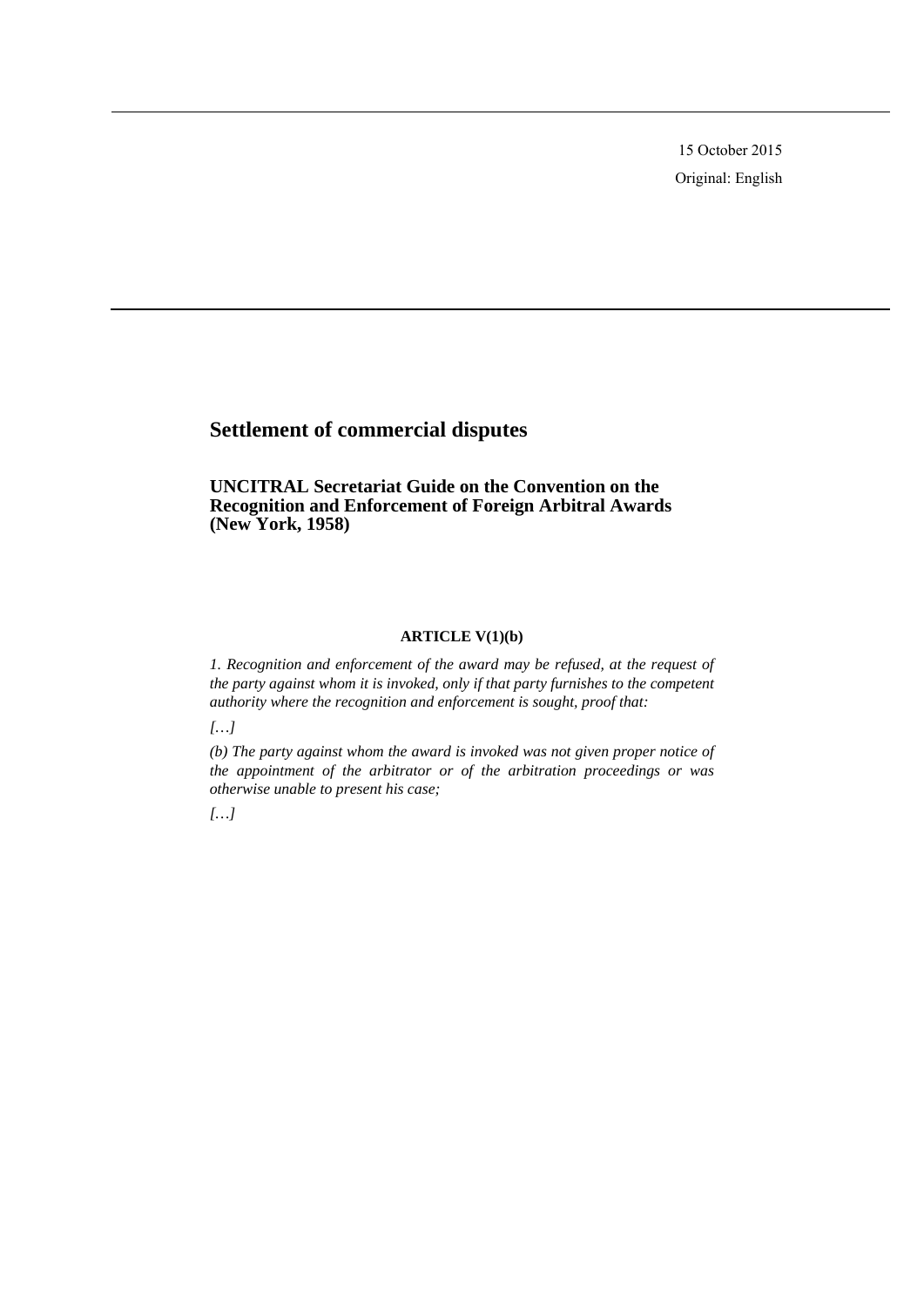15 October 2015

Original: English

# Settlement of commercial disputes

## UNCITRAL Secretariat Guide on the Convention on the Recognition and Enforcement of Foreign Arbitral Awards (New York, 1958)

### ARTICLE V(1)(b)

*1. Recognition and enforcement of the award may be refused, at the request of the party against whom it is invoked, only if that party furnishes to the competent authority where the recognition and enforcement is sought, proof that:*

*[…]*

*(b) The party against whom the award is invoked was not given proper notice of the appointment of the arbitrator or of the arbitration proceedings or was otherwise unable to present his case;*

*[…]*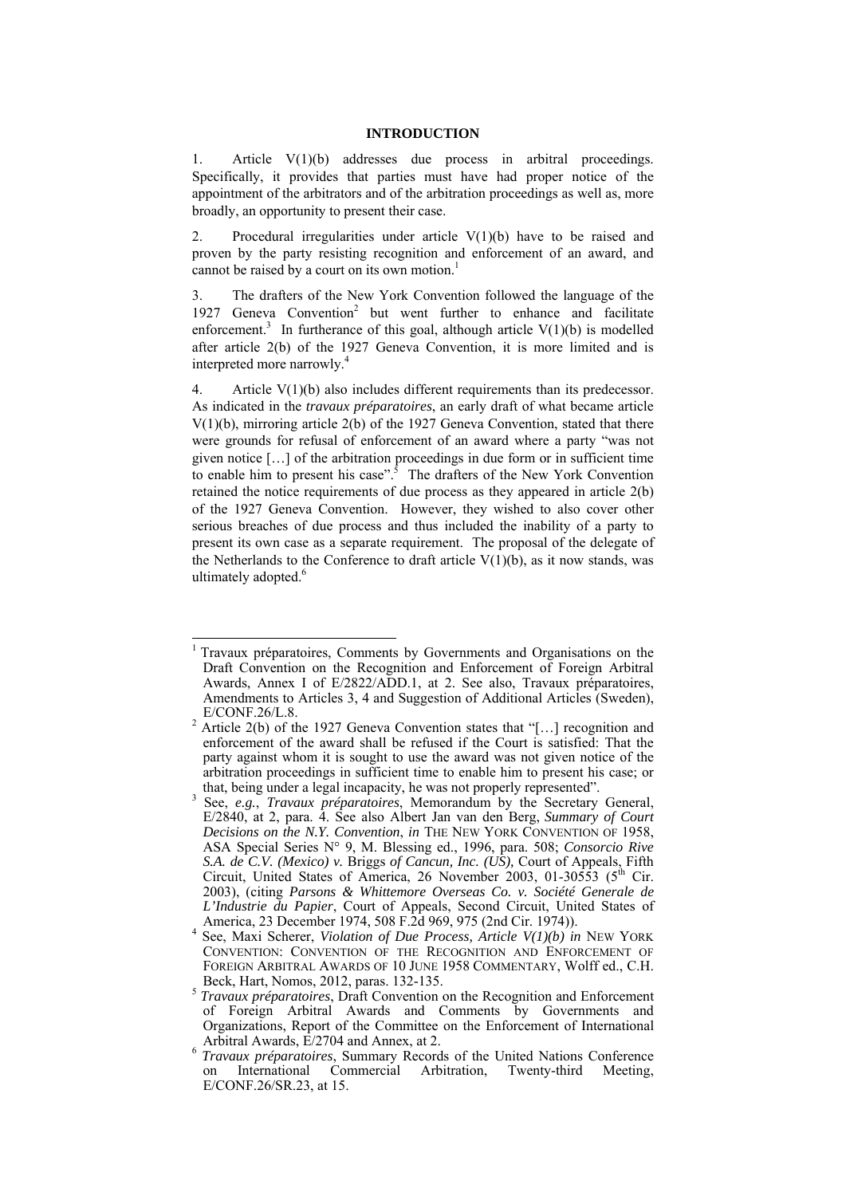## INTRODUCTION

1. Article V(1)(b) addresses due process in arbitral proceedings. Specifically, it provides that parties must have had proper notice of the appointment of the arbitrators and of the arbitration proceedings as well as, more broadly, an opportunity to present their case.

2. Procedural irregularities under article V(1)(b) have to be raised and proven by the party resisting recognition and enforcement of an award, and cannot be raised by a court on its own motion.[1]

3. The drafters of the New York Convention followed the language of the 1927 Geneva Convention[2] but went further to enhance and facilitate enforcement.[3] In furtherance of this goal, although article V(1)(b) is modelled after article 2(b) of the 1927 Geneva Convention, it is more limited and is interpreted more narrowly.[4]

4. Article V(1)(b) also includes different requirements than its predecessor. As indicated in the *travaux préparatoires*, an early draft of what became article V(1)(b), mirroring article 2(b) of the 1927 Geneva Convention, stated that there were grounds for refusal of enforcement of an award where a party "was not given notice […] of the arbitration proceedings in due form or in sufficient time to enable him to present his case".[5] The drafters of the New York Convention retained the notice requirements of due process as they appeared in article 2(b) of the 1927 Geneva Convention. However, they wished to also cover other serious breaches of due process and thus included the inability of a party to present its own case as a separate requirement. The proposal of the delegate of the Netherlands to the Conference to draft article V(1)(b), as it now stands, was ultimately adopted.[6]

---

[1] Travaux préparatoires, Comments by Governments and Organisations on the Draft Convention on the Recognition and Enforcement of Foreign Arbitral Awards, Annex I of E/2822/ADD.1, at 2. See also, Travaux préparatoires, Amendments to Articles 3, 4 and Suggestion of Additional Articles (Sweden), E/CONF.26/L.8.

[2] Article 2(b) of the 1927 Geneva Convention states that "[…] recognition and enforcement of the award shall be refused if the Court is satisfied: That the party against whom it is sought to use the award was not given notice of the arbitration proceedings in sufficient time to enable him to present his case; or that, being under a legal incapacity, he was not properly represented".

[3] See, *e.g.*, *Travaux préparatoires*, Memorandum by the Secretary General, E/2840, at 2, para. 4. See also Albert Jan van den Berg, *Summary of Court Decisions on the N.Y. Convention*, *in* THE NEW YORK CONVENTION OF 1958, ASA Special Series N° 9, M. Blessing ed., 1996, para. 508; *Consorcio Rive S.A. de C.V. (Mexico) v.* Briggs *of Cancun, Inc. (US),* Court of Appeals, Fifth Circuit, United States of America, 26 November 2003, 01-30553 (5th Cir. 2003), (citing *Parsons & Whittemore Overseas Co. v. Société Generale de L'Industrie du Papier*, Court of Appeals, Second Circuit, United States of America, 23 December 1974, 508 F.2d 969, 975 (2nd Cir. 1974)).

[4] See, Maxi Scherer, *Violation of Due Process, Article V(1)(b) in* NEW YORK CONVENTION: CONVENTION OF THE RECOGNITION AND ENFORCEMENT OF FOREIGN ARBITRAL AWARDS OF 10 JUNE 1958 COMMENTARY, Wolff ed., C.H. Beck, Hart, Nomos, 2012, paras. 132-135.

[5] *Travaux préparatoires*, Draft Convention on the Recognition and Enforcement of Foreign Arbitral Awards and Comments by Governments and Organizations, Report of the Committee on the Enforcement of International Arbitral Awards, E/2704 and Annex, at 2.

[6] *Travaux préparatoires*, Summary Records of the United Nations Conference on International Commercial Arbitration, Twenty-third Meeting, E/CONF.26/SR.23, at 15.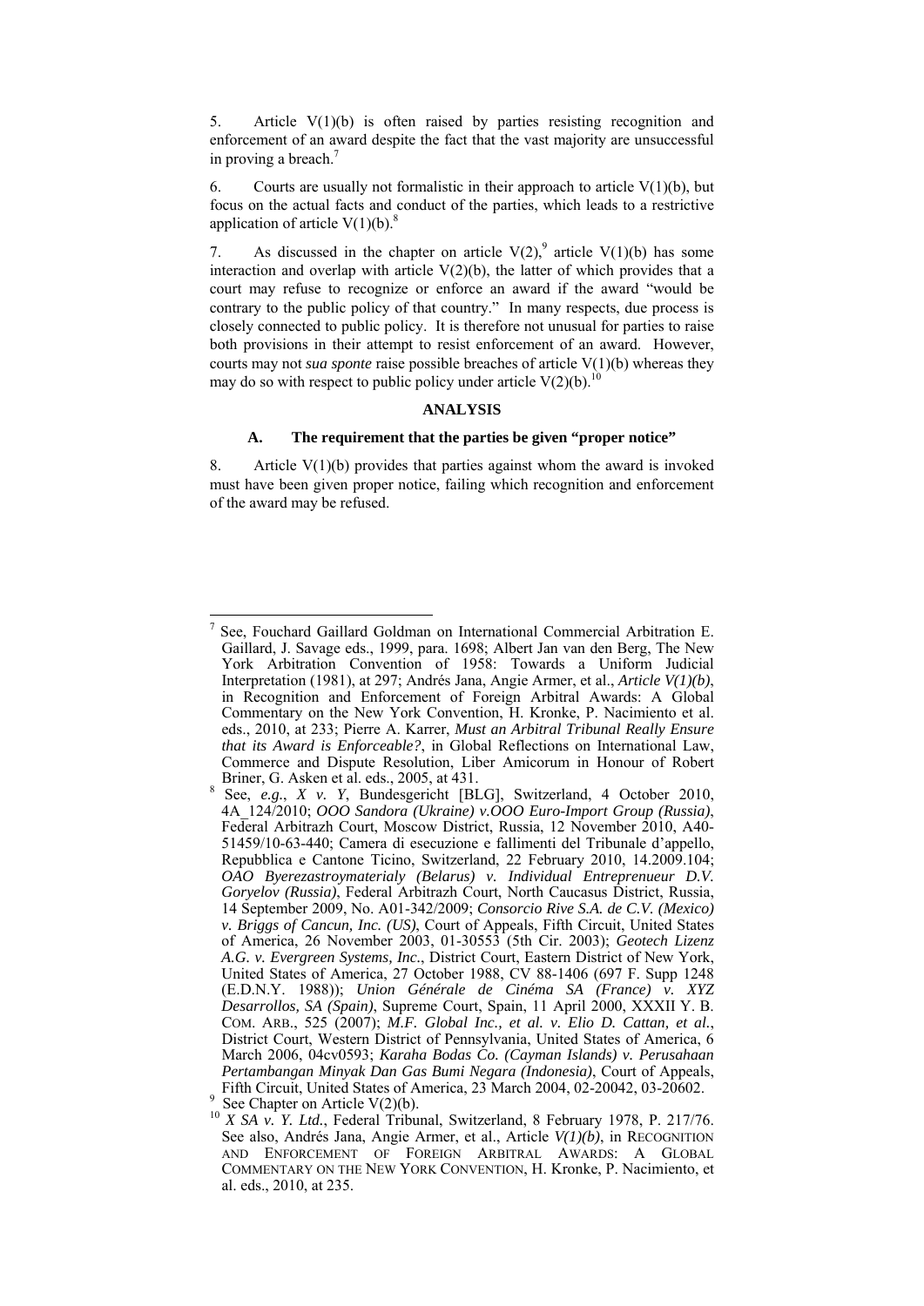5. Article V(1)(b) is often raised by parties resisting recognition and enforcement of an award despite the fact that the vast majority are unsuccessful in proving a breach.[7]

6. Courts are usually not formalistic in their approach to article V(1)(b), but focus on the actual facts and conduct of the parties, which leads to a restrictive application of article V(1)(b).[8]

7. As discussed in the chapter on article V(2),[9] article V(1)(b) has some interaction and overlap with article V(2)(b), the latter of which provides that a court may refuse to recognize or enforce an award if the award "would be contrary to the public policy of that country." In many respects, due process is closely connected to public policy. It is therefore not unusual for parties to raise both provisions in their attempt to resist enforcement of an award. However, courts may not *sua sponte* raise possible breaches of article V(1)(b) whereas they may do so with respect to public policy under article V(2)(b).[10]

## ANALYSIS

### A. The requirement that the parties be given "proper notice"

8. Article V(1)(b) provides that parties against whom the award is invoked must have been given proper notice, failing which recognition and enforcement of the award may be refused.

---

[7] See, Fouchard Gaillard Goldman on International Commercial Arbitration E. Gaillard, J. Savage eds., 1999, para. 1698; Albert Jan van den Berg, The New York Arbitration Convention of 1958: Towards a Uniform Judicial Interpretation (1981), at 297; Andrés Jana, Angie Armer, et al., *Article V(1)(b)*, in Recognition and Enforcement of Foreign Arbitral Awards: A Global Commentary on the New York Convention, H. Kronke, P. Nacimiento et al. eds., 2010, at 233; Pierre A. Karrer, *Must an Arbitral Tribunal Really Ensure that its Award is Enforceable?*, in Global Reflections on International Law, Commerce and Dispute Resolution, Liber Amicorum in Honour of Robert Briner, G. Asken et al. eds., 2005, at 431.

[8] See, *e.g.*, *X v. Y*, Bundesgericht [BLG], Switzerland, 4 October 2010, 4A_124/2010; *OOO Sandora (Ukraine) v.OOO Euro-Import Group (Russia)*, Federal Arbitrazh Court, Moscow District, Russia, 12 November 2010, A40-51459/10-63-440; Camera di esecuzione e fallimenti del Tribunale d'appello, Repubblica e Cantone Ticino, Switzerland, 22 February 2010, 14.2009.104; *OAO Byerezastroymaterialy (Belarus) v. Individual Entreprenueur D.V. Goryelov (Russia)*, Federal Arbitrazh Court, North Caucasus District, Russia, 14 September 2009, No. A01-342/2009; *Consorcio Rive S.A. de C.V. (Mexico) v. Briggs of Cancun, Inc. (US)*, Court of Appeals, Fifth Circuit, United States of America, 26 November 2003, 01-30553 (5th Cir. 2003); *Geotech Lizenz A.G. v. Evergreen Systems, Inc.*, District Court, Eastern District of New York, United States of America, 27 October 1988, CV 88-1406 (697 F. Supp 1248 (E.D.N.Y. 1988)); *Union Générale de Cinéma SA (France) v. XYZ Desarrollos, SA (Spain)*, Supreme Court, Spain, 11 April 2000, XXXII Y. B. COM. ARB., 525 (2007); *M.F. Global Inc., et al. v. Elio D. Cattan, et al.*, District Court, Western District of Pennsylvania, United States of America, 6 March 2006, 04cv0593; *Karaha Bodas Co. (Cayman Islands) v. Perusahaan Pertambangan Minyak Dan Gas Bumi Negara (Indonesia)*, Court of Appeals, Fifth Circuit, United States of America, 23 March 2004, 02-20042, 03-20602.

[9] See Chapter on Article V(2)(b).

[10] *X SA v. Y. Ltd.*, Federal Tribunal, Switzerland, 8 February 1978, P. 217/76. See also, Andrés Jana, Angie Armer, et al., Article *V(1)(b)*, in RECOGNITION AND ENFORCEMENT OF FOREIGN ARBITRAL AWARDS: A GLOBAL COMMENTARY ON THE NEW YORK CONVENTION, H. Kronke, P. Nacimiento, et al. eds., 2010, at 235.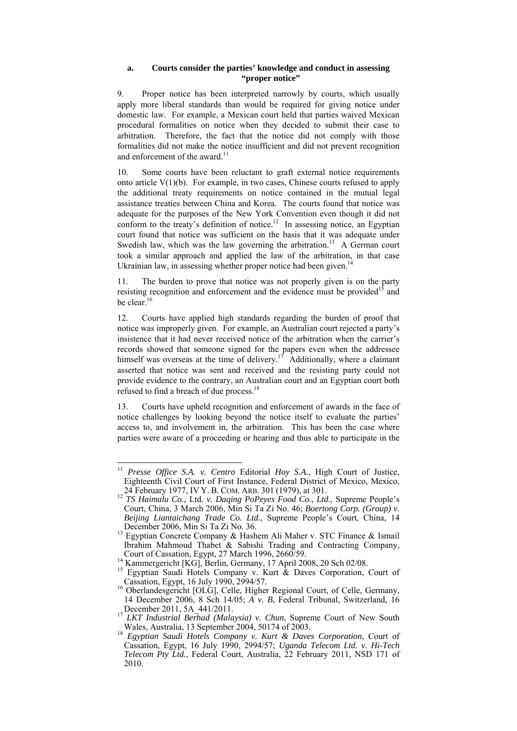### a. Courts consider the parties' knowledge and conduct in assessing "proper notice"

9. Proper notice has been interpreted narrowly by courts, which usually apply more liberal standards than would be required for giving notice under domestic law. For example, a Mexican court held that parties waived Mexican procedural formalities on notice when they decided to submit their case to arbitration. Therefore, the fact that the notice did not comply with those formalities did not make the notice insufficient and did not prevent recognition and enforcement of the award.[11]

10. Some courts have been reluctant to graft external notice requirements onto article V(1)(b). For example, in two cases, Chinese courts refused to apply the additional treaty requirements on notice contained in the mutual legal assistance treaties between China and Korea. The courts found that notice was adequate for the purposes of the New York Convention even though it did not conform to the treaty's definition of notice.[12] In assessing notice, an Egyptian court found that notice was sufficient on the basis that it was adequate under Swedish law, which was the law governing the arbitration.[13] A German court took a similar approach and applied the law of the arbitration, in that case Ukrainian law, in assessing whether proper notice had been given.[14]

11. The burden to prove that notice was not properly given is on the party resisting recognition and enforcement and the evidence must be provided[15] and be clear.[16]

12. Courts have applied high standards regarding the burden of proof that notice was improperly given. For example, an Australian court rejected a party's insistence that it had never received notice of the arbitration when the carrier's records showed that someone signed for the papers even when the addressee himself was overseas at the time of delivery.[17] Additionally, where a claimant asserted that notice was sent and received and the resisting party could not provide evidence to the contrary, an Australian court and an Egyptian court both refused to find a breach of due process.[18]

13. Courts have upheld recognition and enforcement of awards in the face of notice challenges by looking beyond the notice itself to evaluate the parties' access to, and involvement in, the arbitration. This has been the case where parties were aware of a proceeding or hearing and thus able to participate in the

---

[11] *Presse Office S.A. v. Centro* Editorial *Hoy S.A.*, High Court of Justice, Eighteenth Civil Court of First Instance, Federal District of Mexico, Mexico, 24 February 1977, IV Y. B. COM. ARB. 301 (1979), at 301.

[12] *TS Haimalu Co.,* Ltd*. v. Daqing PoPeyes Food Co., Ltd.*, Supreme People's Court, China, 3 March 2006, Min Si Ta Zi No. 46; *Boertong Corp. (Group) v. Beijing Liantaichang Trade Co. Ltd.*, Supreme People's Court, China, 14 December 2006, Min Si Ta Zi No. 36.

[13] Egyptian Concrete Company & Hashem Ali Maher v. STC Finance & Ismail Ibrahim Mahmoud Thabet & Sabishi Trading and Contracting Company, Court of Cassation, Egypt, 27 March 1996, 2660/59.

[14] Kammergericht [KG], Berlin, Germany, 17 April 2008, 20 Sch 02/08.

[15] Egyptian Saudi Hotels Company v. Kurt & Daves Corporation, Court of Cassation, Egypt, 16 July 1990, 2994/57.

[16] Oberlandesgericht [OLG], Celle, Higher Regional Court, of Celle, Germany, 14 December 2006, 8 Sch 14/05; *A v. B*, Federal Tribunal, Switzerland, 16 December 2011, 5A_441/2011.

[17] *LKT Industrial Berhad (Malaysia) v. Chun*, Supreme Court of New South Wales, Australia, 13 September 2004, 50174 of 2003.

[18] *Egyptian Saudi Hotels Company v. Kurt & Daves Corporation*, Court of Cassation, Egypt, 16 July 1990, 2994/57; *Uganda Telecom Ltd. v. Hi-Tech Telecom Pty Ltd.*, Federal Court, Australia, 22 February 2011, NSD 171 of 2010.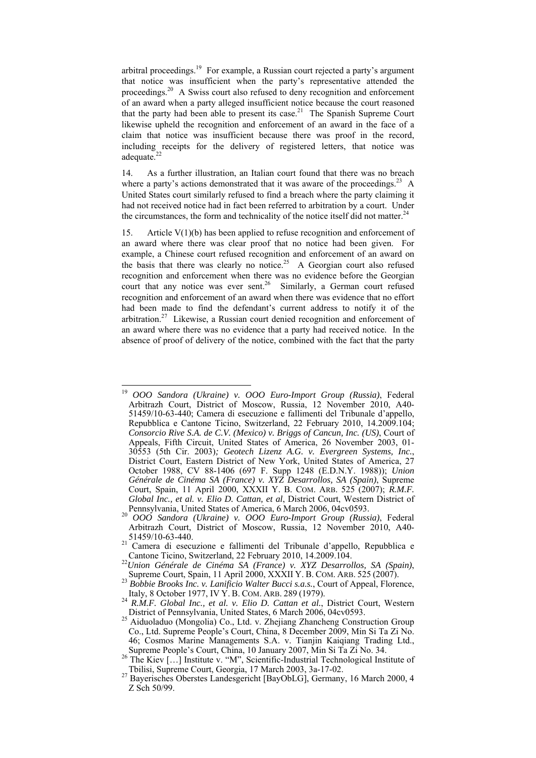arbitral proceedings.[19] For example, a Russian court rejected a party's argument that notice was insufficient when the party's representative attended the proceedings.[20] A Swiss court also refused to deny recognition and enforcement of an award when a party alleged insufficient notice because the court reasoned that the party had been able to present its case.[21] The Spanish Supreme Court likewise upheld the recognition and enforcement of an award in the face of a claim that notice was insufficient because there was proof in the record, including receipts for the delivery of registered letters, that notice was adequate.[22]

14. As a further illustration, an Italian court found that there was no breach where a party's actions demonstrated that it was aware of the proceedings.[23] A United States court similarly refused to find a breach where the party claiming it had not received notice had in fact been referred to arbitration by a court. Under the circumstances, the form and technicality of the notice itself did not matter.[24]

15. Article V(1)(b) has been applied to refuse recognition and enforcement of an award where there was clear proof that no notice had been given. For example, a Chinese court refused recognition and enforcement of an award on the basis that there was clearly no notice.[25] A Georgian court also refused recognition and enforcement when there was no evidence before the Georgian court that any notice was ever sent.[26] Similarly, a German court refused recognition and enforcement of an award when there was evidence that no effort had been made to find the defendant's current address to notify it of the arbitration.[27] Likewise, a Russian court denied recognition and enforcement of an award where there was no evidence that a party had received notice. In the absence of proof of delivery of the notice, combined with the fact that the party

---

[19] *OOO Sandora (Ukraine) v. OOO Euro-Import Group (Russia)*, Federal Arbitrazh Court, District of Moscow, Russia, 12 November 2010, A40-51459/10-63-440; Camera di esecuzione e fallimenti del Tribunale d'appello, Repubblica e Cantone Ticino, Switzerland, 22 February 2010, 14.2009.104; *Consorcio Rive S.A. de C.V. (Mexico) v. Briggs of Cancun, Inc. (US)*, Court of Appeals, Fifth Circuit, United States of America, 26 November 2003, 01-30553 (5th Cir. 2003)*; Geotech Lizenz A.G. v. Evergreen Systems, Inc.*, District Court, Eastern District of New York, United States of America, 27 October 1988, CV 88-1406 (697 F. Supp 1248 (E.D.N.Y. 1988)); *Union Générale de Cinéma SA (France) v. XYZ Desarrollos, SA (Spain)*, Supreme Court, Spain, 11 April 2000, XXXII Y. B. COM. ARB. 525 (2007); *R.M.F. Global Inc., et al. v. Elio D. Cattan, et al*, District Court, Western District of Pennsylvania, United States of America, 6 March 2006, 04cv0593.

[20] *OOO Sandora (Ukraine) v. OOO Euro-Import Group (Russia)*, Federal Arbitrazh Court, District of Moscow, Russia, 12 November 2010, A40-51459/10-63-440.

[21] Camera di esecuzione e fallimenti del Tribunale d'appello, Repubblica e Cantone Ticino, Switzerland, 22 February 2010, 14.2009.104.

[22] *Union Générale de Cinéma SA (France) v. XYZ Desarrollos, SA (Spain)*, Supreme Court, Spain, 11 April 2000, XXXII Y. B. COM. ARB. 525 (2007).

[23] *Bobbie Brooks Inc. v. Lanificio Walter Bucci s.a.s.*, Court of Appeal, Florence, Italy, 8 October 1977, IV Y. B. COM. ARB. 289 (1979).

[24] *R.M.F. Global Inc., et al. v. Elio D. Cattan et al.*, District Court, Western District of Pennsylvania, United States, 6 March 2006, 04cv0593.

[25] Aiduoladuo (Mongolia) Co., Ltd. v. Zhejiang Zhancheng Construction Group Co., Ltd. Supreme People's Court, China, 8 December 2009, Min Si Ta Zi No. 46; Cosmos Marine Managements S.A. v. Tianjin Kaiqiang Trading Ltd., Supreme People's Court, China, 10 January 2007, Min Si Ta Zi No. 34.

[26] The Kiev […] Institute v. "M", Scientific-Industrial Technological Institute of Tbilisi, Supreme Court, Georgia, 17 March 2003, 3a-17-02.

[27] Bayerisches Oberstes Landesgericht [BayObLG], Germany, 16 March 2000, 4 Z Sch 50/99.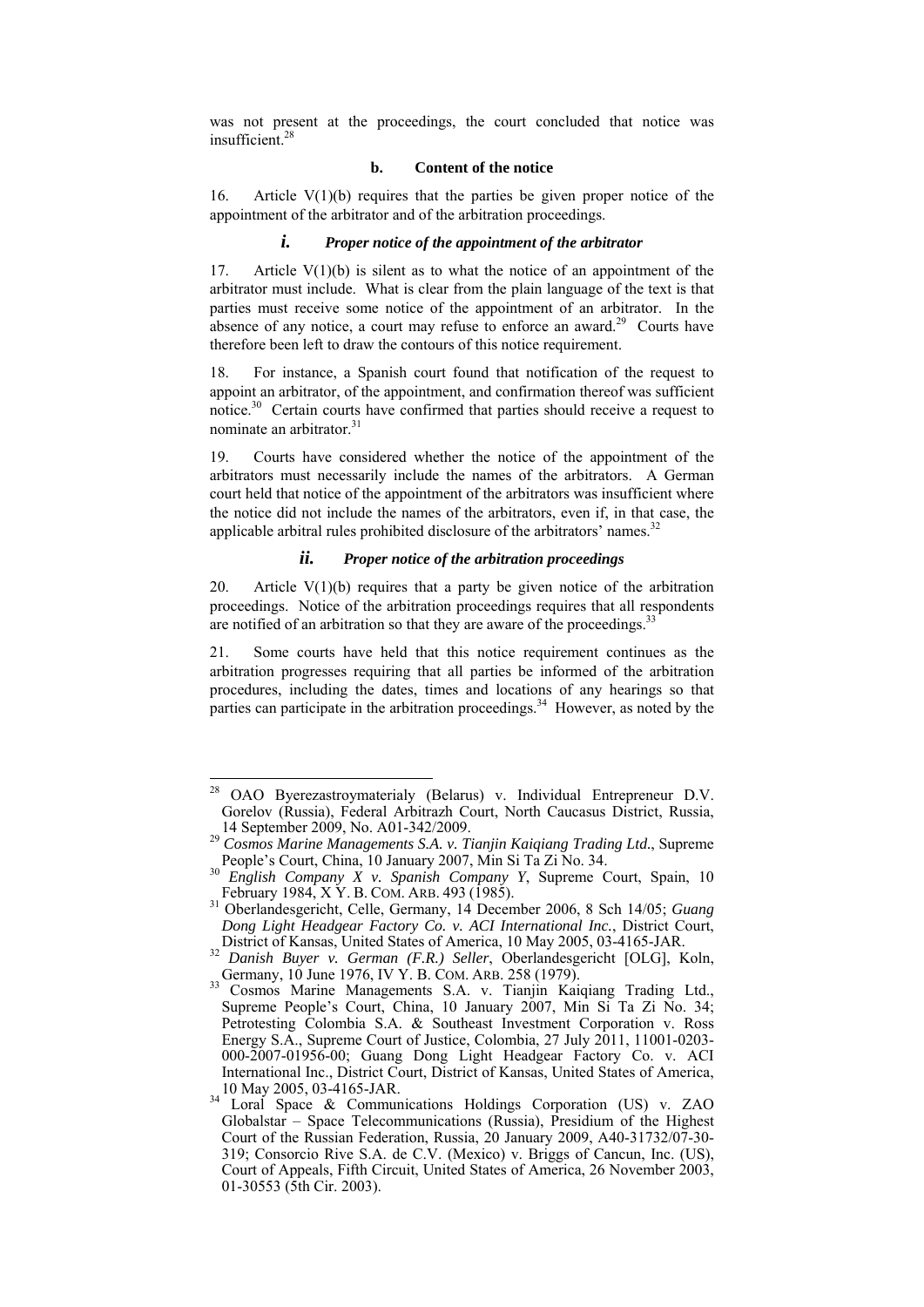was not present at the proceedings, the court concluded that notice was insufficient.[28]

### b. Content of the notice

16. Article V(1)(b) requires that the parties be given proper notice of the appointment of the arbitrator and of the arbitration proceedings.

#### *i. Proper notice of the appointment of the arbitrator*

17. Article V(1)(b) is silent as to what the notice of an appointment of the arbitrator must include. What is clear from the plain language of the text is that parties must receive some notice of the appointment of an arbitrator. In the absence of any notice, a court may refuse to enforce an award.[29] Courts have therefore been left to draw the contours of this notice requirement.

18. For instance, a Spanish court found that notification of the request to appoint an arbitrator, of the appointment, and confirmation thereof was sufficient notice.[30] Certain courts have confirmed that parties should receive a request to nominate an arbitrator.[31]

19. Courts have considered whether the notice of the appointment of the arbitrators must necessarily include the names of the arbitrators. A German court held that notice of the appointment of the arbitrators was insufficient where the notice did not include the names of the arbitrators, even if, in that case, the applicable arbitral rules prohibited disclosure of the arbitrators' names.[32]

#### *ii. Proper notice of the arbitration proceedings*

20. Article V(1)(b) requires that a party be given notice of the arbitration proceedings. Notice of the arbitration proceedings requires that all respondents are notified of an arbitration so that they are aware of the proceedings.[33]

21. Some courts have held that this notice requirement continues as the arbitration progresses requiring that all parties be informed of the arbitration procedures, including the dates, times and locations of any hearings so that parties can participate in the arbitration proceedings.[34] However, as noted by the

---

[28] OAO Byerezastroymaterialy (Belarus) v. Individual Entrepreneur D.V. Gorelov (Russia), Federal Arbitrazh Court, North Caucasus District, Russia, 14 September 2009, No. A01-342/2009.

[29] *Cosmos Marine Managements S.A. v. Tianjin Kaiqiang Trading Ltd.*, Supreme People's Court, China, 10 January 2007, Min Si Ta Zi No. 34.

[30] *English Company X v. Spanish Company Y*, Supreme Court, Spain, 10 February 1984, X Y. B. COM. ARB. 493 (1985).

[31] Oberlandesgericht, Celle, Germany, 14 December 2006, 8 Sch 14/05; *Guang Dong Light Headgear Factory Co. v. ACI International Inc.*, District Court, District of Kansas, United States of America, 10 May 2005, 03-4165-JAR.

[32] *Danish Buyer v. German (F.R.) Seller*, Oberlandesgericht [OLG], Koln, Germany, 10 June 1976, IV Y. B. COM. ARB. 258 (1979).

[33] Cosmos Marine Managements S.A. v. Tianjin Kaiqiang Trading Ltd., Supreme People's Court, China, 10 January 2007, Min Si Ta Zi No. 34; Petrotesting Colombia S.A. & Southeast Investment Corporation v. Ross Energy S.A., Supreme Court of Justice, Colombia, 27 July 2011, 11001-0203-000-2007-01956-00; Guang Dong Light Headgear Factory Co. v. ACI International Inc., District Court, District of Kansas, United States of America, 10 May 2005, 03-4165-JAR.

[34] Loral Space & Communications Holdings Corporation (US) v. ZAO Globalstar – Space Telecommunications (Russia), Presidium of the Highest Court of the Russian Federation, Russia, 20 January 2009, A40-31732/07-30-319; Consorcio Rive S.A. de C.V. (Mexico) v. Briggs of Cancun, Inc. (US), Court of Appeals, Fifth Circuit, United States of America, 26 November 2003, 01-30553 (5th Cir. 2003).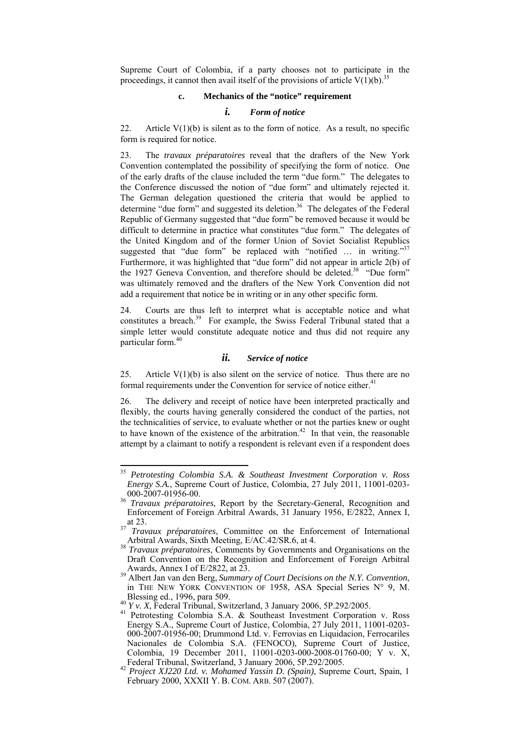Supreme Court of Colombia, if a party chooses not to participate in the proceedings, it cannot then avail itself of the provisions of article V(1)(b).[35]

#### c. Mechanics of the "notice" requirement

##### *i. Form of notice*

22. Article V(1)(b) is silent as to the form of notice. As a result, no specific form is required for notice.

23. The *travaux préparatoires* reveal that the drafters of the New York Convention contemplated the possibility of specifying the form of notice. One of the early drafts of the clause included the term "due form." The delegates to the Conference discussed the notion of "due form" and ultimately rejected it. The German delegation questioned the criteria that would be applied to determine "due form" and suggested its deletion.[36] The delegates of the Federal Republic of Germany suggested that "due form" be removed because it would be difficult to determine in practice what constitutes "due form." The delegates of the United Kingdom and of the former Union of Soviet Socialist Republics suggested that "due form" be replaced with "notified … in writing."[37] Furthermore, it was highlighted that "due form" did not appear in article 2(b) of the 1927 Geneva Convention, and therefore should be deleted.[38] "Due form" was ultimately removed and the drafters of the New York Convention did not add a requirement that notice be in writing or in any other specific form.

24. Courts are thus left to interpret what is acceptable notice and what constitutes a breach.[39] For example, the Swiss Federal Tribunal stated that a simple letter would constitute adequate notice and thus did not require any particular form.[40]

##### *ii. Service of notice*

25. Article V(1)(b) is also silent on the service of notice. Thus there are no formal requirements under the Convention for service of notice either.[41]

26. The delivery and receipt of notice have been interpreted practically and flexibly, the courts having generally considered the conduct of the parties, not the technicalities of service, to evaluate whether or not the parties knew or ought to have known of the existence of the arbitration.[42] In that vein, the reasonable attempt by a claimant to notify a respondent is relevant even if a respondent does

---

[35] *Petrotesting Colombia S.A. & Southeast Investment Corporation v. Ross Energy S.A.*, Supreme Court of Justice, Colombia, 27 July 2011, 11001-0203-000-2007-01956-00.

[36] *Travaux préparatoires*, Report by the Secretary-General, Recognition and Enforcement of Foreign Arbitral Awards, 31 January 1956, E/2822, Annex I, at 23.

[37] *Travaux préparatoires*, Committee on the Enforcement of International Arbitral Awards, Sixth Meeting, E/AC.42/SR.6, at 4.

[38] *Travaux préparatoires*, Comments by Governments and Organisations on the Draft Convention on the Recognition and Enforcement of Foreign Arbitral Awards, Annex I of E/2822, at 23.

[39] Albert Jan van den Berg, *Summary of Court Decisions on the N.Y. Convention*, in THE NEW YORK CONVENTION OF 1958, ASA Special Series N° 9, M. Blessing ed., 1996, para 509.

[40] *Y v. X*, Federal Tribunal, Switzerland, 3 January 2006, 5P.292/2005.

[41] Petrotesting Colombia S.A. & Southeast Investment Corporation v. Ross Energy S.A., Supreme Court of Justice, Colombia, 27 July 2011, 11001-0203-000-2007-01956-00; Drummond Ltd. v. Ferrovias en Liquidacion, Ferrocariles Nacionales de Colombia S.A. (FENOCO), Supreme Court of Justice, Colombia, 19 December 2011, 11001-0203-000-2008-01760-00; Y v. X, Federal Tribunal, Switzerland, 3 January 2006, 5P.292/2005.

[42] *Project XJ220 Ltd. v. Mohamed Yassin D. (Spain)*, Supreme Court, Spain, 1 February 2000, XXXII Y. B. COM. ARB. 507 (2007).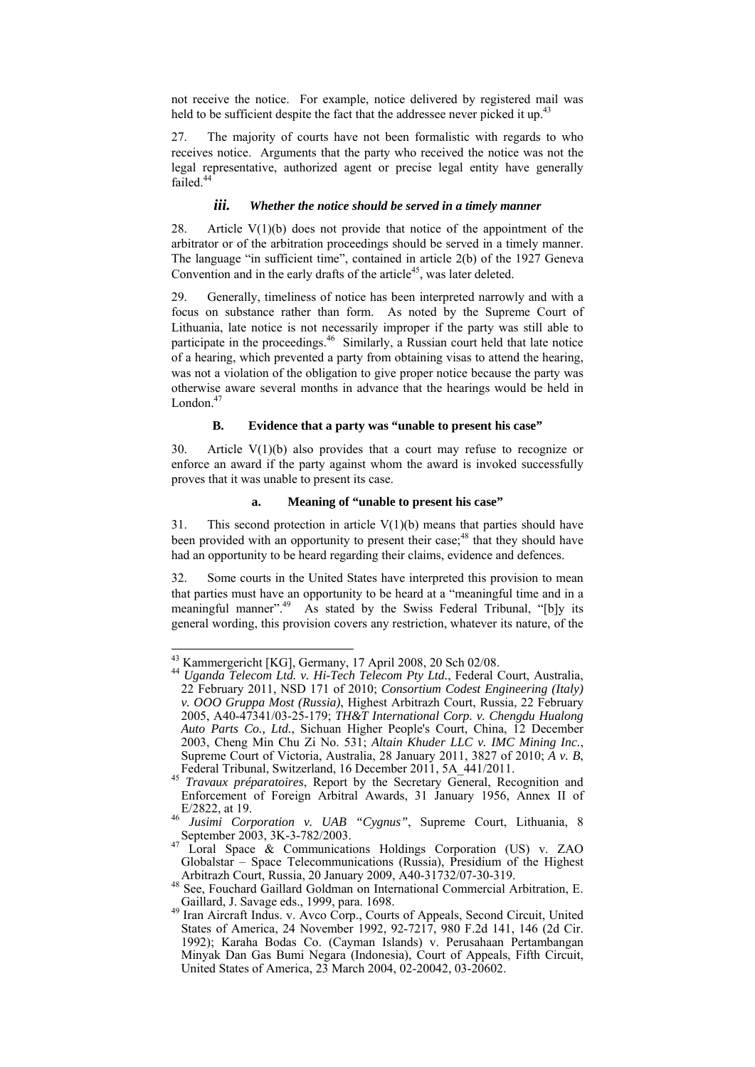not receive the notice. For example, notice delivered by registered mail was held to be sufficient despite the fact that the addressee never picked it up.[43]

27. The majority of courts have not been formalistic with regards to who receives notice. Arguments that the party who received the notice was not the legal representative, authorized agent or precise legal entity have generally failed.[44]

#### *iii. Whether the notice should be served in a timely manner*

28. Article V(1)(b) does not provide that notice of the appointment of the arbitrator or of the arbitration proceedings should be served in a timely manner. The language "in sufficient time", contained in article 2(b) of the 1927 Geneva Convention and in the early drafts of the article[45], was later deleted.

29. Generally, timeliness of notice has been interpreted narrowly and with a focus on substance rather than form. As noted by the Supreme Court of Lithuania, late notice is not necessarily improper if the party was still able to participate in the proceedings.[46] Similarly, a Russian court held that late notice of a hearing, which prevented a party from obtaining visas to attend the hearing, was not a violation of the obligation to give proper notice because the party was otherwise aware several months in advance that the hearings would be held in London.[47]

### B. Evidence that a party was "unable to present his case"

30. Article V(1)(b) also provides that a court may refuse to recognize or enforce an award if the party against whom the award is invoked successfully proves that it was unable to present its case.

#### a. Meaning of "unable to present his case"

31. This second protection in article V(1)(b) means that parties should have been provided with an opportunity to present their case;[48] that they should have had an opportunity to be heard regarding their claims, evidence and defences.

32. Some courts in the United States have interpreted this provision to mean that parties must have an opportunity to be heard at a "meaningful time and in a meaningful manner".[49] As stated by the Swiss Federal Tribunal, "[b]y its general wording, this provision covers any restriction, whatever its nature, of the

---

[43] Kammergericht [KG], Germany, 17 April 2008, 20 Sch 02/08.

[44] *Uganda Telecom Ltd. v. Hi-Tech Telecom Pty Ltd.*, Federal Court, Australia, 22 February 2011, NSD 171 of 2010; *Consortium Codest Engineering (Italy) v. OOO Gruppa Most (Russia)*, Highest Arbitrazh Court, Russia, 22 February 2005, A40-47341/03-25-179; *TH&T International Corp. v. Chengdu Hualong Auto Parts Co., Ltd.*, Sichuan Higher People's Court, China, 12 December 2003, Cheng Min Chu Zi No. 531; *Altain Khuder LLC v. IMC Mining Inc.*, Supreme Court of Victoria, Australia, 28 January 2011, 3827 of 2010; *A v. B*, Federal Tribunal, Switzerland, 16 December 2011, 5A_441/2011.

[45] *Travaux préparatoires*, Report by the Secretary General, Recognition and Enforcement of Foreign Arbitral Awards, 31 January 1956, Annex II of E/2822, at 19.

[46] *Jusimi Corporation v. UAB "Cygnus"*, Supreme Court, Lithuania, 8 September 2003, 3K-3-782/2003.

[47] Loral Space & Communications Holdings Corporation (US) v. ZAO Globalstar – Space Telecommunications (Russia), Presidium of the Highest Arbitrazh Court, Russia, 20 January 2009, A40-31732/07-30-319.

[48] See, Fouchard Gaillard Goldman on International Commercial Arbitration, E. Gaillard, J. Savage eds., 1999, para. 1698.

[49] Iran Aircraft Indus. v. Avco Corp., Courts of Appeals, Second Circuit, United States of America, 24 November 1992, 92-7217, 980 F.2d 141, 146 (2d Cir. 1992); Karaha Bodas Co. (Cayman Islands) v. Perusahaan Pertambangan Minyak Dan Gas Bumi Negara (Indonesia), Court of Appeals, Fifth Circuit, United States of America, 23 March 2004, 02-20042, 03-20602.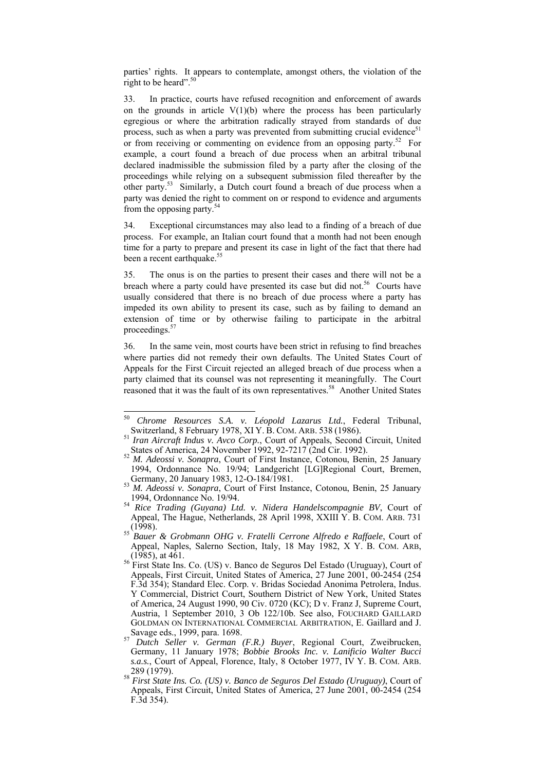parties' rights. It appears to contemplate, amongst others, the violation of the right to be heard".[50]

33. In practice, courts have refused recognition and enforcement of awards on the grounds in article V(1)(b) where the process has been particularly egregious or where the arbitration radically strayed from standards of due process, such as when a party was prevented from submitting crucial evidence[51] or from receiving or commenting on evidence from an opposing party.[52] For example, a court found a breach of due process when an arbitral tribunal declared inadmissible the submission filed by a party after the closing of the proceedings while relying on a subsequent submission filed thereafter by the other party.[53] Similarly, a Dutch court found a breach of due process when a party was denied the right to comment on or respond to evidence and arguments from the opposing party.[54]

34. Exceptional circumstances may also lead to a finding of a breach of due process. For example, an Italian court found that a month had not been enough time for a party to prepare and present its case in light of the fact that there had been a recent earthquake.[55]

35. The onus is on the parties to present their cases and there will not be a breach where a party could have presented its case but did not.[56] Courts have usually considered that there is no breach of due process where a party has impeded its own ability to present its case, such as by failing to demand an extension of time or by otherwise failing to participate in the arbitral proceedings.[57]

36. In the same vein, most courts have been strict in refusing to find breaches where parties did not remedy their own defaults. The United States Court of Appeals for the First Circuit rejected an alleged breach of due process when a party claimed that its counsel was not representing it meaningfully. The Court reasoned that it was the fault of its own representatives.[58] Another United States

---

[50] *Chrome Resources S.A. v. Léopold Lazarus Ltd.*, Federal Tribunal, Switzerland, 8 February 1978, XI Y. B. COM. ARB. 538 (1986).

[51] *Iran Aircraft Indus v. Avco Corp.*, Court of Appeals, Second Circuit, United States of America, 24 November 1992, 92-7217 (2nd Cir. 1992).

[52] *M. Adeossi v. Sonapra*, Court of First Instance, Cotonou, Benin, 25 January 1994, Ordonnance No. 19/94; Landgericht [LG]Regional Court, Bremen, Germany, 20 January 1983, 12-O-184/1981.

[53] *M. Adeossi v. Sonapra*, Court of First Instance, Cotonou, Benin, 25 January 1994, Ordonnance No. 19/94.

[54] *Rice Trading (Guyana) Ltd. v. Nidera Handelscompagnie BV*, Court of Appeal, The Hague, Netherlands, 28 April 1998, XXIII Y. B. COM. ARB. 731 (1998).

[55] *Bauer & Grobmann OHG v. Fratelli Cerrone Alfredo e Raffaele*, Court of Appeal, Naples, Salerno Section, Italy, 18 May 1982, X Y. B. COM. ARB, (1985), at 461.

[56] First State Ins. Co. (US) v. Banco de Seguros Del Estado (Uruguay), Court of Appeals, First Circuit, United States of America, 27 June 2001, 00-2454 (254 F.3d 354); Standard Elec. Corp. v. Bridas Sociedad Anonima Petrolera, Indus. Y Commercial, District Court, Southern District of New York, United States of America, 24 August 1990, 90 Civ. 0720 (KC); D v. Franz J, Supreme Court, Austria, 1 September 2010, 3 Ob 122/10b. See also, FOUCHARD GAILLARD GOLDMAN ON INTERNATIONAL COMMERCIAL ARBITRATION, E. Gaillard and J. Savage eds., 1999, para. 1698.

[57] *Dutch Seller v. German (F.R.) Buyer*, Regional Court, Zweibrucken, Germany, 11 January 1978; *Bobbie Brooks Inc. v. Lanificio Walter Bucci s.a.s.*, Court of Appeal, Florence, Italy, 8 October 1977, IV Y. B. COM. ARB. 289 (1979).

[58] *First State Ins. Co. (US) v. Banco de Seguros Del Estado (Uruguay)*, Court of Appeals, First Circuit, United States of America, 27 June 2001, 00-2454 (254 F.3d 354).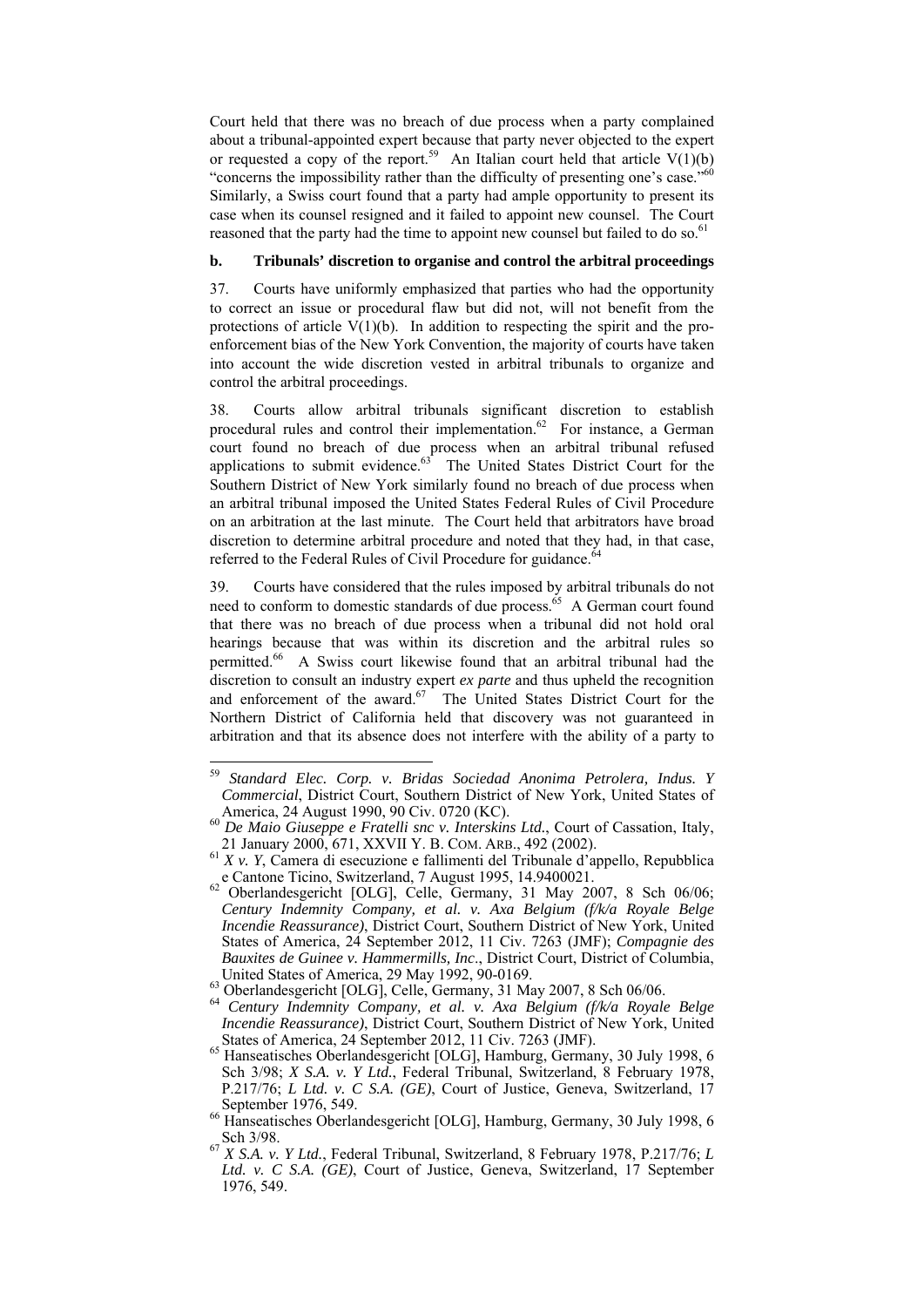Court held that there was no breach of due process when a party complained about a tribunal-appointed expert because that party never objected to the expert or requested a copy of the report.[59] An Italian court held that article V(1)(b) "concerns the impossibility rather than the difficulty of presenting one's case."[60] Similarly, a Swiss court found that a party had ample opportunity to present its case when its counsel resigned and it failed to appoint new counsel. The Court reasoned that the party had the time to appoint new counsel but failed to do so.[61]

### b. Tribunals' discretion to organise and control the arbitral proceedings

37. Courts have uniformly emphasized that parties who had the opportunity to correct an issue or procedural flaw but did not, will not benefit from the protections of article V(1)(b). In addition to respecting the spirit and the pro-enforcement bias of the New York Convention, the majority of courts have taken into account the wide discretion vested in arbitral tribunals to organize and control the arbitral proceedings.

38. Courts allow arbitral tribunals significant discretion to establish procedural rules and control their implementation.[62] For instance, a German court found no breach of due process when an arbitral tribunal refused applications to submit evidence.[63] The United States District Court for the Southern District of New York similarly found no breach of due process when an arbitral tribunal imposed the United States Federal Rules of Civil Procedure on an arbitration at the last minute. The Court held that arbitrators have broad discretion to determine arbitral procedure and noted that they had, in that case, referred to the Federal Rules of Civil Procedure for guidance.[64]

39. Courts have considered that the rules imposed by arbitral tribunals do not need to conform to domestic standards of due process.[65] A German court found that there was no breach of due process when a tribunal did not hold oral hearings because that was within its discretion and the arbitral rules so permitted.[66] A Swiss court likewise found that an arbitral tribunal had the discretion to consult an industry expert *ex parte* and thus upheld the recognition and enforcement of the award.[67] The United States District Court for the Northern District of California held that discovery was not guaranteed in arbitration and that its absence does not interfere with the ability of a party to

---

[59] *Standard Elec. Corp. v. Bridas Sociedad Anonima Petrolera, Indus. Y Commercial*, District Court, Southern District of New York, United States of America, 24 August 1990, 90 Civ. 0720 (KC).

[60] *De Maio Giuseppe e Fratelli snc v. Interskins Ltd.*, Court of Cassation, Italy, 21 January 2000, 671, XXVII Y. B. COM. ARB., 492 (2002).

[61] *X v. Y*, Camera di esecuzione e fallimenti del Tribunale d'appello, Repubblica e Cantone Ticino, Switzerland, 7 August 1995, 14.9400021.

[62] Oberlandesgericht [OLG], Celle, Germany, 31 May 2007, 8 Sch 06/06; *Century Indemnity Company, et al. v. Axa Belgium (f/k/a Royale Belge Incendie Reassurance)*, District Court, Southern District of New York, United States of America, 24 September 2012, 11 Civ. 7263 (JMF); *Compagnie des Bauxites de Guinee v. Hammermills, Inc*., District Court, District of Columbia, United States of America, 29 May 1992, 90-0169.

[63] Oberlandesgericht [OLG], Celle, Germany, 31 May 2007, 8 Sch 06/06.

[64] *Century Indemnity Company, et al. v. Axa Belgium (f/k/a Royale Belge Incendie Reassurance)*, District Court, Southern District of New York, United States of America, 24 September 2012, 11 Civ. 7263 (JMF).

[65] Hanseatisches Oberlandesgericht [OLG], Hamburg, Germany, 30 July 1998, 6 Sch 3/98; *X S.A. v. Y Ltd.*, Federal Tribunal, Switzerland, 8 February 1978, P.217/76; *L Ltd. v. C S.A. (GE)*, Court of Justice, Geneva, Switzerland, 17 September 1976, 549.

[66] Hanseatisches Oberlandesgericht [OLG], Hamburg, Germany, 30 July 1998, 6 Sch 3/98.

[67] *X S.A. v. Y Ltd.*, Federal Tribunal, Switzerland, 8 February 1978, P.217/76; *L Ltd. v. C S.A. (GE)*, Court of Justice, Geneva, Switzerland, 17 September 1976, 549.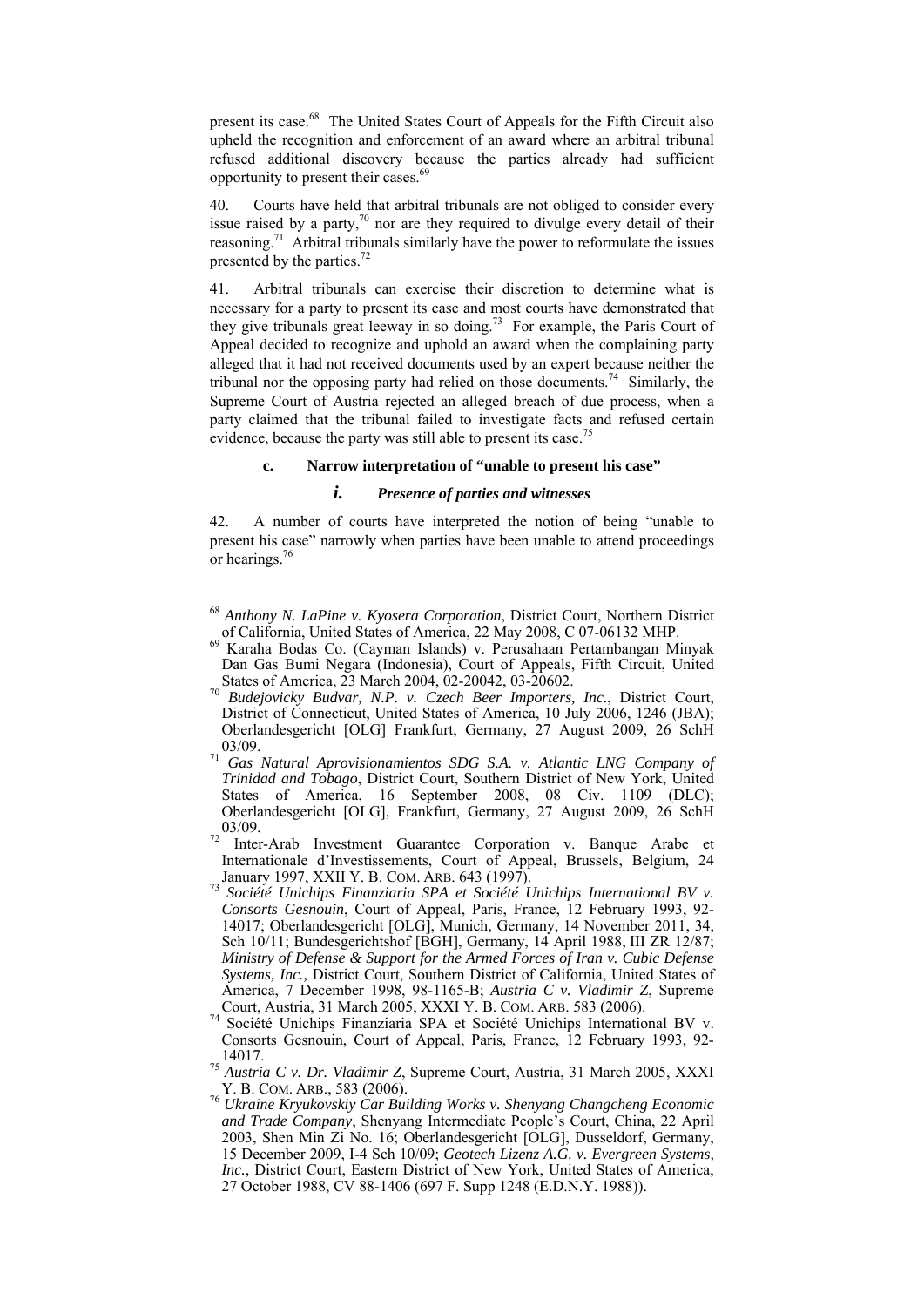present its case.[68] The United States Court of Appeals for the Fifth Circuit also upheld the recognition and enforcement of an award where an arbitral tribunal refused additional discovery because the parties already had sufficient opportunity to present their cases.[69]

40. Courts have held that arbitral tribunals are not obliged to consider every issue raised by a party,[70] nor are they required to divulge every detail of their reasoning.[71] Arbitral tribunals similarly have the power to reformulate the issues presented by the parties.[72]

41. Arbitral tribunals can exercise their discretion to determine what is necessary for a party to present its case and most courts have demonstrated that they give tribunals great leeway in so doing.[73] For example, the Paris Court of Appeal decided to recognize and uphold an award when the complaining party alleged that it had not received documents used by an expert because neither the tribunal nor the opposing party had relied on those documents.[74] Similarly, the Supreme Court of Austria rejected an alleged breach of due process, when a party claimed that the tribunal failed to investigate facts and refused certain evidence, because the party was still able to present its case.[75]

#### c. Narrow interpretation of "unable to present his case"

##### *i. Presence of parties and witnesses*

42. A number of courts have interpreted the notion of being "unable to present his case" narrowly when parties have been unable to attend proceedings or hearings.[76]

---

[68] *Anthony N. LaPine v. Kyosera Corporation*, District Court, Northern District of California, United States of America, 22 May 2008, C 07-06132 MHP.

[69] Karaha Bodas Co. (Cayman Islands) v. Perusahaan Pertambangan Minyak Dan Gas Bumi Negara (Indonesia), Court of Appeals, Fifth Circuit, United States of America, 23 March 2004, 02-20042, 03-20602.

[70] *Budejovicky Budvar, N.P. v. Czech Beer Importers, Inc.*, District Court, District of Connecticut, United States of America, 10 July 2006, 1246 (JBA); Oberlandesgericht [OLG] Frankfurt, Germany, 27 August 2009, 26 SchH 03/09.

[71] *Gas Natural Aprovisionamientos SDG S.A. v. Atlantic LNG Company of Trinidad and Tobago*, District Court, Southern District of New York, United States of America, 16 September 2008, 08 Civ. 1109 (DLC); Oberlandesgericht [OLG], Frankfurt, Germany, 27 August 2009, 26 SchH 03/09.

[72] Inter-Arab Investment Guarantee Corporation v. Banque Arabe et Internationale d'Investissements, Court of Appeal, Brussels, Belgium, 24 January 1997, XXII Y. B. COM. ARB. 643 (1997).

[73] *Société Unichips Finanziaria SPA et Société Unichips International BV v. Consorts Gesnouin*, Court of Appeal, Paris, France, 12 February 1993, 92-14017; Oberlandesgericht [OLG], Munich, Germany, 14 November 2011, 34, Sch 10/11; Bundesgerichtshof [BGH], Germany, 14 April 1988, III ZR 12/87; *Ministry of Defense & Support for the Armed Forces of Iran v. Cubic Defense Systems, Inc.,* District Court, Southern District of California, United States of America, 7 December 1998, 98-1165-B; *Austria C v. Vladimir Z*, Supreme Court, Austria, 31 March 2005, XXXI Y. B. COM. ARB. 583 (2006).

[74] Société Unichips Finanziaria SPA et Société Unichips International BV v. Consorts Gesnouin, Court of Appeal, Paris, France, 12 February 1993, 92-14017.

[75] *Austria C v. Dr. Vladimir Z*, Supreme Court, Austria, 31 March 2005, XXXI Y. B. COM. ARB., 583 (2006).

[76] *Ukraine Kryukovskiy Car Building Works v. Shenyang Changcheng Economic and Trade Company*, Shenyang Intermediate People's Court, China, 22 April 2003, Shen Min Zi No. 16; Oberlandesgericht [OLG], Dusseldorf, Germany, 15 December 2009, I-4 Sch 10/09; *Geotech Lizenz A.G. v. Evergreen Systems, Inc.*, District Court, Eastern District of New York, United States of America, 27 October 1988, CV 88-1406 (697 F. Supp 1248 (E.D.N.Y. 1988)).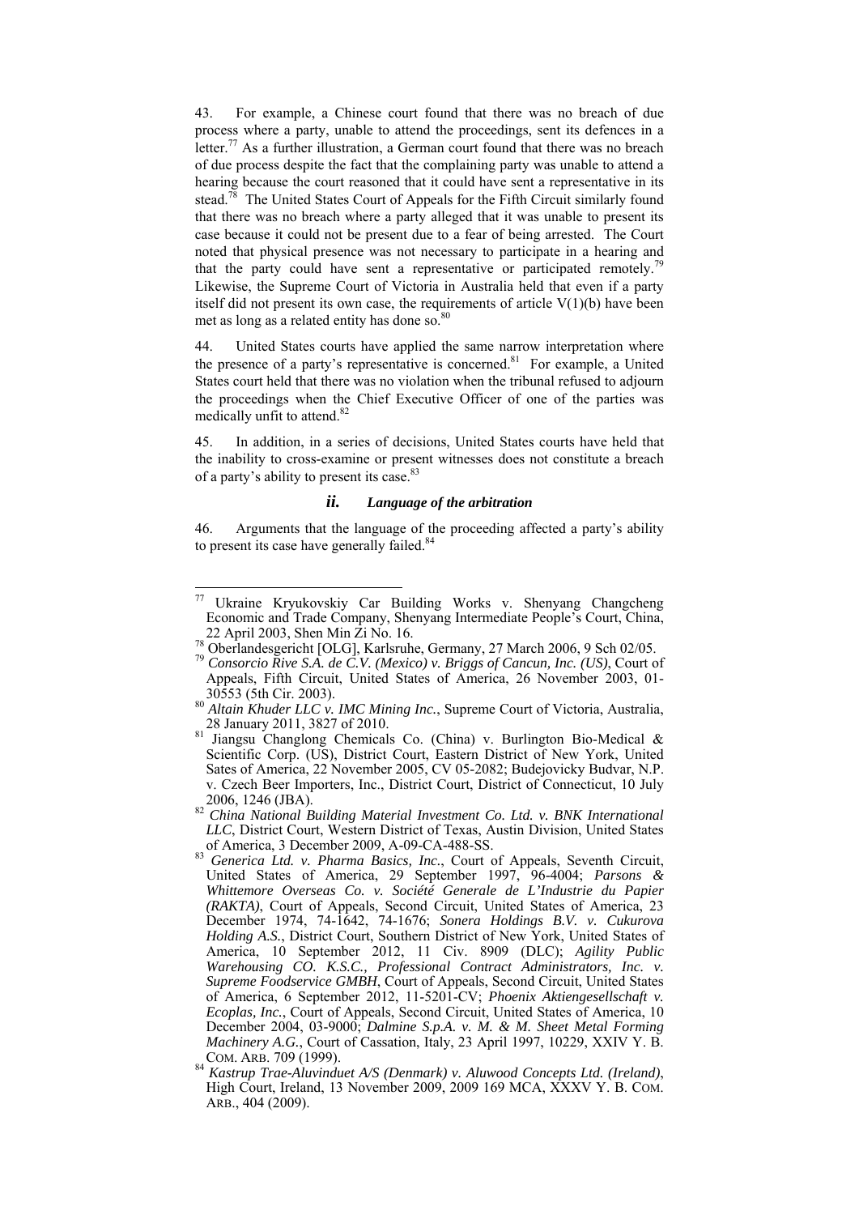43. For example, a Chinese court found that there was no breach of due process where a party, unable to attend the proceedings, sent its defences in a letter.[77] As a further illustration, a German court found that there was no breach of due process despite the fact that the complaining party was unable to attend a hearing because the court reasoned that it could have sent a representative in its stead.[78] The United States Court of Appeals for the Fifth Circuit similarly found that there was no breach where a party alleged that it was unable to present its case because it could not be present due to a fear of being arrested. The Court noted that physical presence was not necessary to participate in a hearing and that the party could have sent a representative or participated remotely.[79] Likewise, the Supreme Court of Victoria in Australia held that even if a party itself did not present its own case, the requirements of article V(1)(b) have been met as long as a related entity has done so.[80]

44. United States courts have applied the same narrow interpretation where the presence of a party's representative is concerned.[81] For example, a United States court held that there was no violation when the tribunal refused to adjourn the proceedings when the Chief Executive Officer of one of the parties was medically unfit to attend.[82]

45. In addition, in a series of decisions, United States courts have held that the inability to cross-examine or present witnesses does not constitute a breach of a party's ability to present its case.[83]

### *ii. Language of the arbitration*

46. Arguments that the language of the proceeding affected a party's ability to present its case have generally failed.[84]

---

[77] Ukraine Kryukovskiy Car Building Works v. Shenyang Changcheng Economic and Trade Company, Shenyang Intermediate People's Court, China, 22 April 2003, Shen Min Zi No. 16.

[78] Oberlandesgericht [OLG], Karlsruhe, Germany, 27 March 2006, 9 Sch 02/05.

[79] *Consorcio Rive S.A. de C.V. (Mexico) v. Briggs of Cancun, Inc. (US)*, Court of Appeals, Fifth Circuit, United States of America, 26 November 2003, 01-30553 (5th Cir. 2003).

[80] *Altain Khuder LLC v. IMC Mining Inc.*, Supreme Court of Victoria, Australia, 28 January 2011, 3827 of 2010.

[81] Jiangsu Changlong Chemicals Co. (China) v. Burlington Bio-Medical & Scientific Corp. (US), District Court, Eastern District of New York, United Sates of America, 22 November 2005, CV 05-2082; Budejovicky Budvar, N.P. v. Czech Beer Importers, Inc., District Court, District of Connecticut, 10 July 2006, 1246 (JBA).

[82] *China National Building Material Investment Co. Ltd. v. BNK International LLC*, District Court, Western District of Texas, Austin Division, United States of America, 3 December 2009, A-09-CA-488-SS.

[83] *Generica Ltd. v. Pharma Basics, Inc.*, Court of Appeals, Seventh Circuit, United States of America, 29 September 1997, 96-4004; *Parsons & Whittemore Overseas Co. v. Société Generale de L'Industrie du Papier (RAKTA)*, Court of Appeals, Second Circuit, United States of America, 23 December 1974, 74-1642, 74-1676; *Sonera Holdings B.V. v. Cukurova Holding A.S.*, District Court, Southern District of New York, United States of America, 10 September 2012, 11 Civ. 8909 (DLC); *Agility Public Warehousing CO. K.S.C., Professional Contract Administrators, Inc. v. Supreme Foodservice GMBH*, Court of Appeals, Second Circuit, United States of America, 6 September 2012, 11-5201-CV; *Phoenix Aktiengesellschaft v. Ecoplas, Inc.*, Court of Appeals, Second Circuit, United States of America, 10 December 2004, 03-9000; *Dalmine S.p.A. v. M. & M. Sheet Metal Forming Machinery A.G.*, Court of Cassation, Italy, 23 April 1997, 10229, XXIV Y. B. COM. ARB. 709 (1999).

[84] *Kastrup Trae-Aluvinduet A/S (Denmark) v. Aluwood Concepts Ltd. (Ireland)*, High Court, Ireland, 13 November 2009, 2009 169 MCA, XXXV Y. B. COM. ARB., 404 (2009).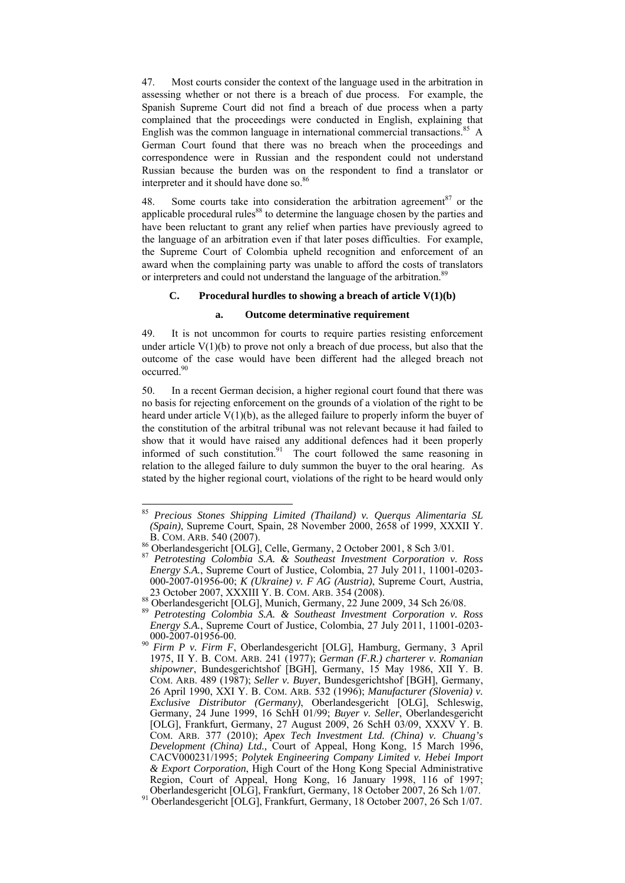47. Most courts consider the context of the language used in the arbitration in assessing whether or not there is a breach of due process. For example, the Spanish Supreme Court did not find a breach of due process when a party complained that the proceedings were conducted in English, explaining that English was the common language in international commercial transactions.[85] A German Court found that there was no breach when the proceedings and correspondence were in Russian and the respondent could not understand Russian because the burden was on the respondent to find a translator or interpreter and it should have done so.[86]

48. Some courts take into consideration the arbitration agreement[87] or the applicable procedural rules[88] to determine the language chosen by the parties and have been reluctant to grant any relief when parties have previously agreed to the language of an arbitration even if that later poses difficulties. For example, the Supreme Court of Colombia upheld recognition and enforcement of an award when the complaining party was unable to afford the costs of translators or interpreters and could not understand the language of the arbitration.[89]

### C. Procedural hurdles to showing a breach of article V(1)(b)

#### a. Outcome determinative requirement

49. It is not uncommon for courts to require parties resisting enforcement under article V(1)(b) to prove not only a breach of due process, but also that the outcome of the case would have been different had the alleged breach not occurred.[90]

50. In a recent German decision, a higher regional court found that there was no basis for rejecting enforcement on the grounds of a violation of the right to be heard under article V(1)(b), as the alleged failure to properly inform the buyer of the constitution of the arbitral tribunal was not relevant because it had failed to show that it would have raised any additional defences had it been properly informed of such constitution.[91] The court followed the same reasoning in relation to the alleged failure to duly summon the buyer to the oral hearing. As stated by the higher regional court, violations of the right to be heard would only

---

[85] *Precious Stones Shipping Limited (Thailand) v. Querqus Alimentaria SL (Spain)*, Supreme Court, Spain, 28 November 2000, 2658 of 1999, XXXII Y. B. COM. ARB. 540 (2007).

[86] Oberlandesgericht [OLG], Celle, Germany, 2 October 2001, 8 Sch 3/01.

[87] *Petrotesting Colombia S.A. & Southeast Investment Corporation v. Ross Energy S.A.*, Supreme Court of Justice, Colombia, 27 July 2011, 11001-0203-000-2007-01956-00; *K (Ukraine) v. F AG (Austria)*, Supreme Court, Austria, 23 October 2007, XXXIII Y. B. COM. ARB. 354 (2008).

[88] Oberlandesgericht [OLG], Munich, Germany, 22 June 2009, 34 Sch 26/08.

[89] *Petrotesting Colombia S.A. & Southeast Investment Corporation v. Ross Energy S.A.*, Supreme Court of Justice, Colombia, 27 July 2011, 11001-0203-000-2007-01956-00.

[90] *Firm P v. Firm F*, Oberlandesgericht [OLG], Hamburg, Germany, 3 April 1975, II Y. B. COM. ARB. 241 (1977); *German (F.R.) charterer v. Romanian shipowner*, Bundesgerichtshof [BGH], Germany, 15 May 1986, XII Y. B. COM. ARB. 489 (1987); *Seller v. Buyer*, Bundesgerichtshof [BGH], Germany, 26 April 1990, XXI Y. B. COM. ARB. 532 (1996); *Manufacturer (Slovenia) v. Exclusive Distributor (Germany)*, Oberlandesgericht [OLG], Schleswig, Germany, 24 June 1999, 16 SchH 01/99; *Buyer v. Seller*, Oberlandesgericht [OLG], Frankfurt, Germany, 27 August 2009, 26 SchH 03/09, XXXV Y. B. COM. ARB. 377 (2010); *Apex Tech Investment Ltd. (China) v. Chuang's Development (China) Ltd.,* Court of Appeal, Hong Kong, 15 March 1996, CACV000231/1995; *Polytek Engineering Company Limited v. Hebei Import & Export Corporation*, High Court of the Hong Kong Special Administrative Region, Court of Appeal, Hong Kong, 16 January 1998, 116 of 1997; Oberlandesgericht [OLG], Frankfurt, Germany, 18 October 2007, 26 Sch 1/07.

[91] Oberlandesgericht [OLG], Frankfurt, Germany, 18 October 2007, 26 Sch 1/07.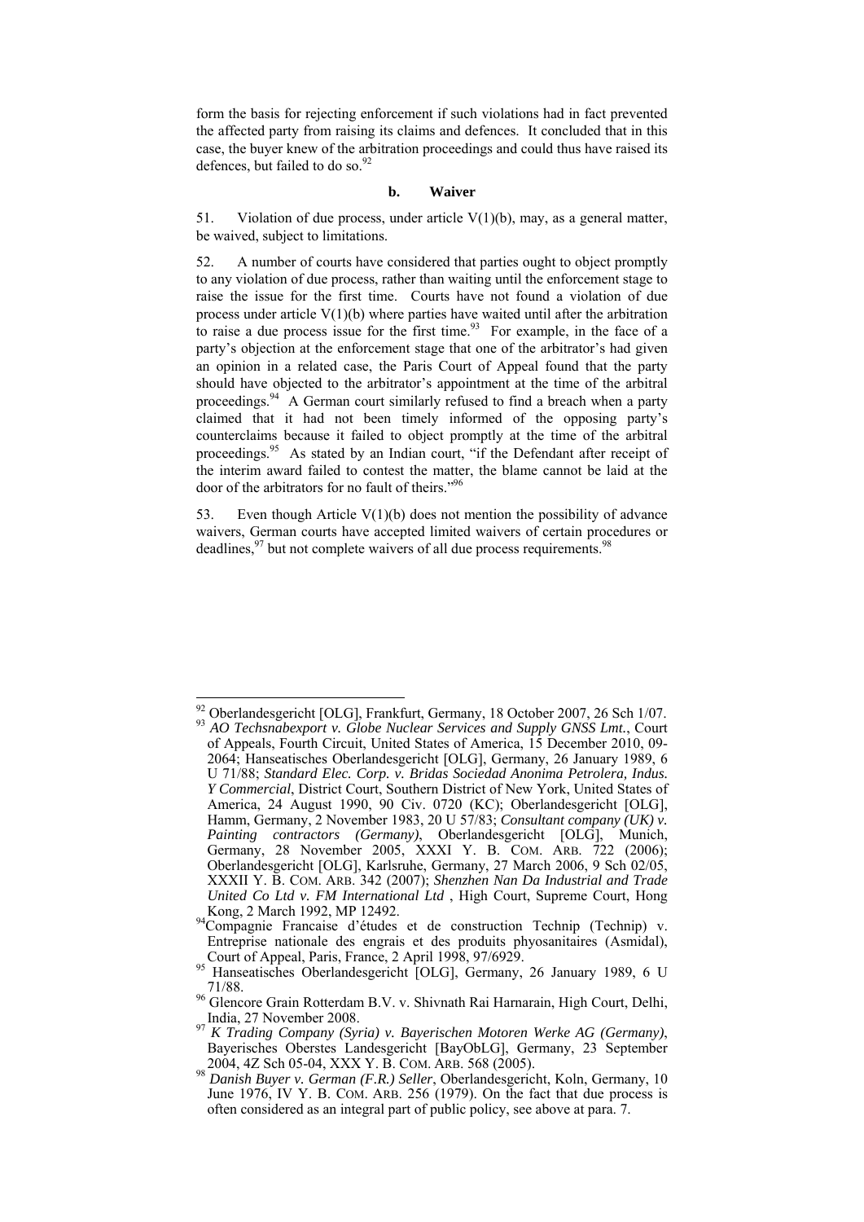form the basis for rejecting enforcement if such violations had in fact prevented the affected party from raising its claims and defences. It concluded that in this case, the buyer knew of the arbitration proceedings and could thus have raised its defences, but failed to do so.[92]

### b. Waiver

51. Violation of due process, under article V(1)(b), may, as a general matter, be waived, subject to limitations.

52. A number of courts have considered that parties ought to object promptly to any violation of due process, rather than waiting until the enforcement stage to raise the issue for the first time. Courts have not found a violation of due process under article V(1)(b) where parties have waited until after the arbitration to raise a due process issue for the first time.[93] For example, in the face of a party's objection at the enforcement stage that one of the arbitrator's had given an opinion in a related case, the Paris Court of Appeal found that the party should have objected to the arbitrator's appointment at the time of the arbitral proceedings.[94] A German court similarly refused to find a breach when a party claimed that it had not been timely informed of the opposing party's counterclaims because it failed to object promptly at the time of the arbitral proceedings.[95] As stated by an Indian court, "if the Defendant after receipt of the interim award failed to contest the matter, the blame cannot be laid at the door of the arbitrators for no fault of theirs."[96]

53. Even though Article V(1)(b) does not mention the possibility of advance waivers, German courts have accepted limited waivers of certain procedures or deadlines,[97] but not complete waivers of all due process requirements.[98]

---

[92] Oberlandesgericht [OLG], Frankfurt, Germany, 18 October 2007, 26 Sch 1/07.

[93] *AO Techsnabexport v. Globe Nuclear Services and Supply GNSS Lmt.*, Court of Appeals, Fourth Circuit, United States of America, 15 December 2010, 09-2064; Hanseatisches Oberlandesgericht [OLG], Germany, 26 January 1989, 6 U 71/88; *Standard Elec. Corp. v. Bridas Sociedad Anonima Petrolera, Indus. Y Commercial*, District Court, Southern District of New York, United States of America, 24 August 1990, 90 Civ. 0720 (KC); Oberlandesgericht [OLG], Hamm, Germany, 2 November 1983, 20 U 57/83; *Consultant company (UK) v. Painting contractors (Germany)*, Oberlandesgericht [OLG], Munich, Germany, 28 November 2005, XXXI Y. B. COM. ARB. 722 (2006); Oberlandesgericht [OLG], Karlsruhe, Germany, 27 March 2006, 9 Sch 02/05, XXXII Y. B. COM. ARB. 342 (2007); *Shenzhen Nan Da Industrial and Trade United Co Ltd v. FM International Ltd* , High Court, Supreme Court, Hong Kong, 2 March 1992, MP 12492.

[94] Compagnie Francaise d'études et de construction Technip (Technip) v. Entreprise nationale des engrais et des produits phyosanitaires (Asmidal), Court of Appeal, Paris, France, 2 April 1998, 97/6929.

[95] Hanseatisches Oberlandesgericht [OLG], Germany, 26 January 1989, 6 U 71/88.

[96] Glencore Grain Rotterdam B.V. v. Shivnath Rai Harnarain, High Court, Delhi, India, 27 November 2008.

[97] *K Trading Company (Syria) v. Bayerischen Motoren Werke AG (Germany)*, Bayerisches Oberstes Landesgericht [BayObLG], Germany, 23 September 2004, 4Z Sch 05-04, XXX Y. B. COM. ARB. 568 (2005).

[98] *Danish Buyer v. German (F.R.) Seller*, Oberlandesgericht, Koln, Germany, 10 June 1976, IV Y. B. COM. ARB. 256 (1979). On the fact that due process is often considered as an integral part of public policy, see above at para. 7.